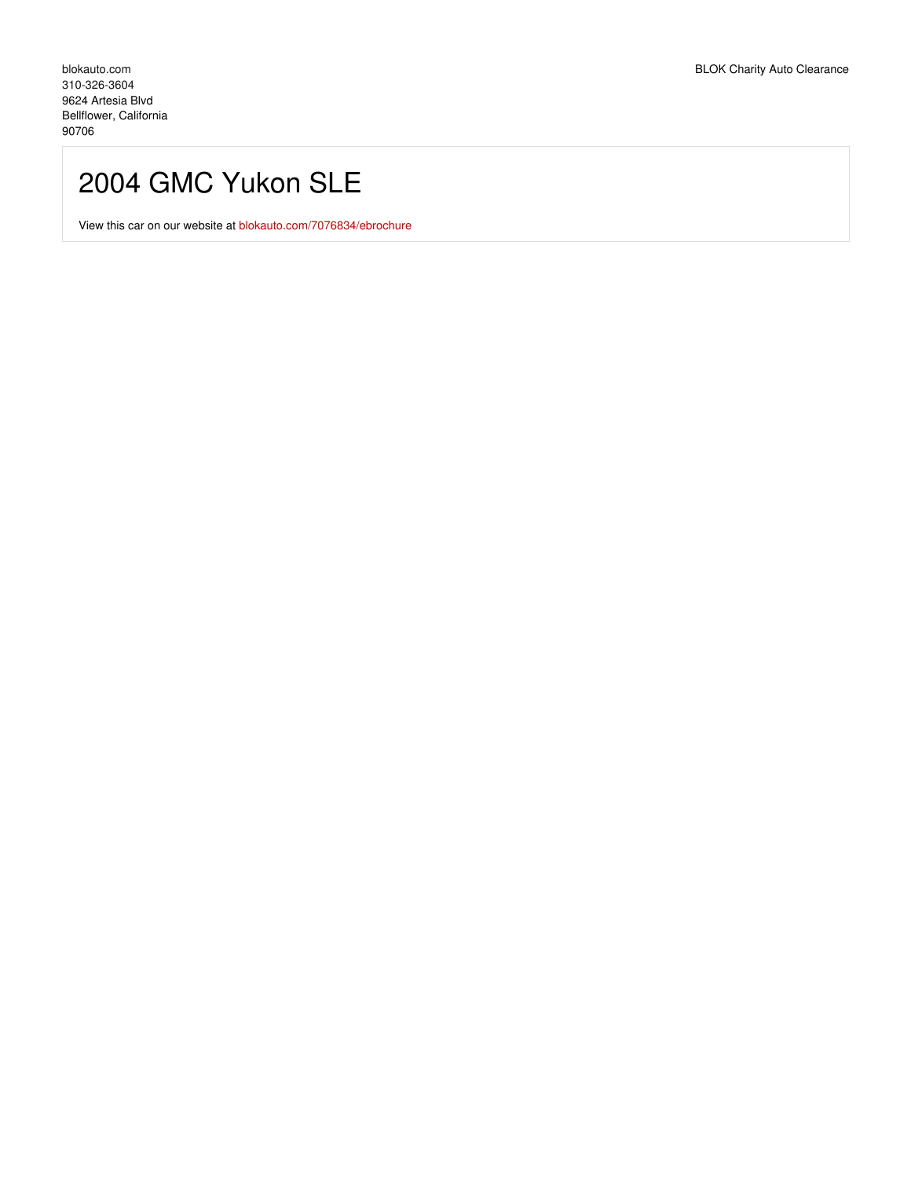blokauto.com
310-326-3604
9624 Artesia Blvd
Bellflower, California
90706

BLOK Charity Auto Clearance

# 2004 GMC Yukon SLE

View this car on our website at [blokauto.com/7076834/ebrochure](blokauto.com/7076834/ebrochure)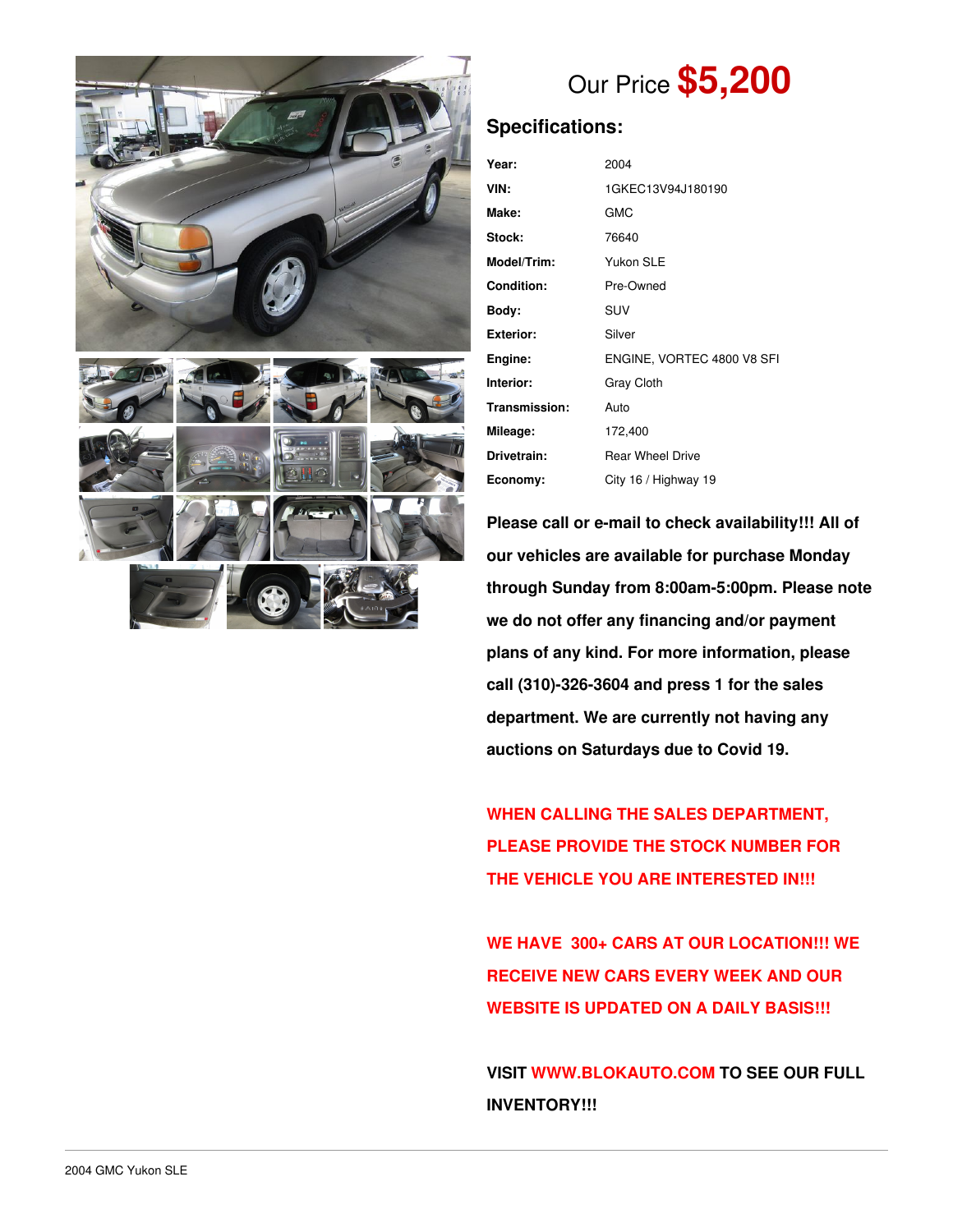Our Price **$5,200**

## Specifications:

| | |
|---|---|
| **Year:** | 2004 |
| **VIN:** | 1GKEC13V94J180190 |
| **Make:** | GMC |
| **Stock:** | 76640 |
| **Model/Trim:** | Yukon SLE |
| **Condition:** | Pre-Owned |
| **Body:** | SUV |
| **Exterior:** | Silver |
| **Engine:** | ENGINE, VORTEC 4800 V8 SFI |
| **Interior:** | Gray Cloth |
| **Transmission:** | Auto |
| **Mileage:** | 172,400 |
| **Drivetrain:** | Rear Wheel Drive |
| **Economy:** | City 16 / Highway 19 |

**Please call or e-mail to check availability!!! All of our vehicles are available for purchase Monday through Sunday from 8:00am-5:00pm. Please note we do not offer any financing and/or payment plans of any kind. For more information, please call (310)-326-3604 and press 1 for the sales department. We are currently not having any auctions on Saturdays due to Covid 19.**

**WHEN CALLING THE SALES DEPARTMENT, PLEASE PROVIDE THE STOCK NUMBER FOR THE VEHICLE YOU ARE INTERESTED IN!!!**

**WE HAVE 300+ CARS AT OUR LOCATION!!! WE RECEIVE NEW CARS EVERY WEEK AND OUR WEBSITE IS UPDATED ON A DAILY BASIS!!!**

**VISIT WWW.BLOKAUTO.COM TO SEE OUR FULL INVENTORY!!!**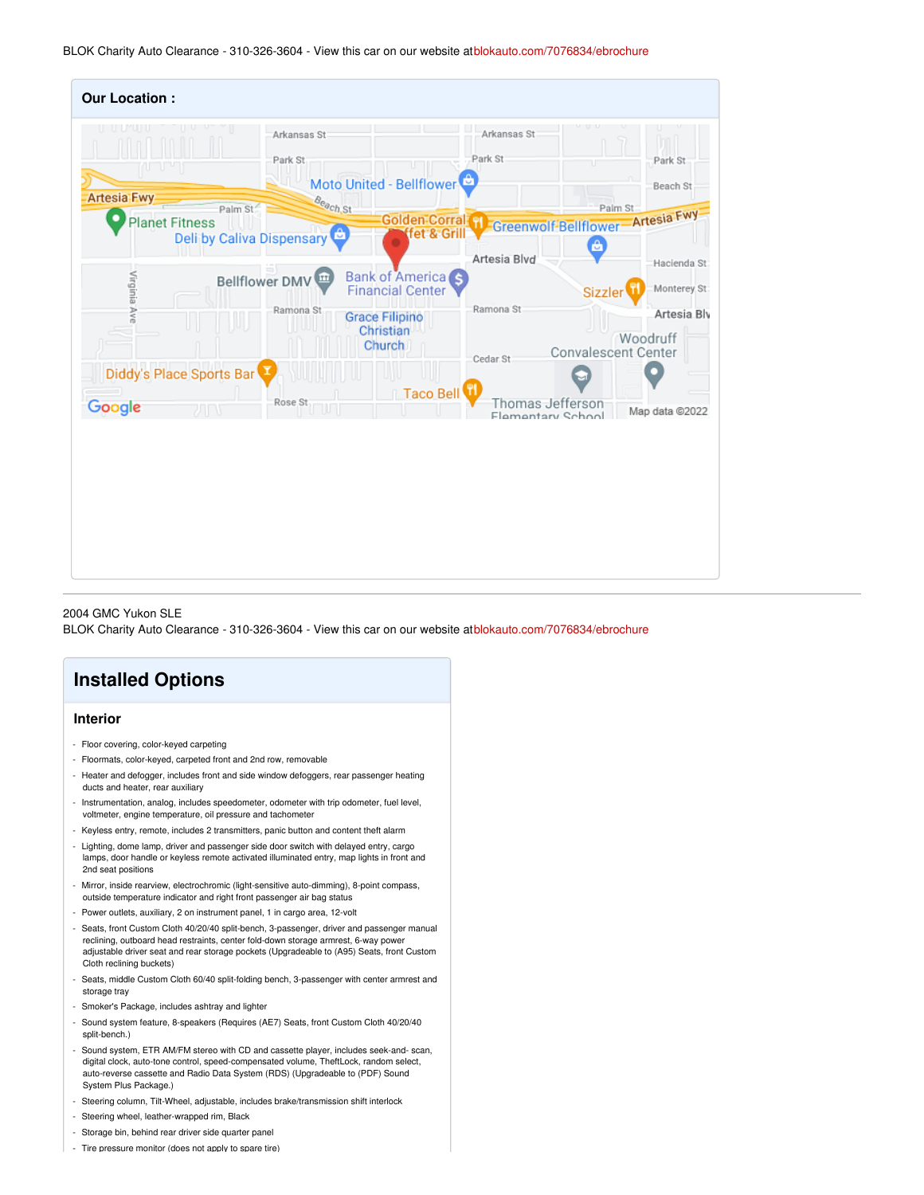BLOK Charity Auto Clearance - 310-326-3604 - View this car on our website at blokauto.com/7076834/ebrochure

**Our Location :**

2004 GMC Yukon SLE
BLOK Charity Auto Clearance - 310-326-3604 - View this car on our website at blokauto.com/7076834/ebrochure

## Installed Options

### Interior

- Floor covering, color-keyed carpeting
- Floormats, color-keyed, carpeted front and 2nd row, removable
- Heater and defogger, includes front and side window defoggers, rear passenger heating ducts and heater, rear auxiliary
- Instrumentation, analog, includes speedometer, odometer with trip odometer, fuel level, voltmeter, engine temperature, oil pressure and tachometer
- Keyless entry, remote, includes 2 transmitters, panic button and content theft alarm
- Lighting, dome lamp, driver and passenger side door switch with delayed entry, cargo lamps, door handle or keyless remote activated illuminated entry, map lights in front and 2nd seat positions
- Mirror, inside rearview, electrochromic (light-sensitive auto-dimming), 8-point compass, outside temperature indicator and right front passenger air bag status
- Power outlets, auxiliary, 2 on instrument panel, 1 in cargo area, 12-volt
- Seats, front Custom Cloth 40/20/40 split-bench, 3-passenger, driver and passenger manual reclining, outboard head restraints, center fold-down storage armrest, 6-way power adjustable driver seat and rear storage pockets (Upgradeable to (A95) Seats, front Custom Cloth reclining buckets)
- Seats, middle Custom Cloth 60/40 split-folding bench, 3-passenger with center armrest and storage tray
- Smoker's Package, includes ashtray and lighter
- Sound system feature, 8-speakers (Requires (AE7) Seats, front Custom Cloth 40/20/40 split-bench.)
- Sound system, ETR AM/FM stereo with CD and cassette player, includes seek-and- scan, digital clock, auto-tone control, speed-compensated volume, TheftLock, random select, auto-reverse cassette and Radio Data System (RDS) (Upgradeable to (PDF) Sound System Plus Package.)
- Steering column, Tilt-Wheel, adjustable, includes brake/transmission shift interlock
- Steering wheel, leather-wrapped rim, Black
- Storage bin, behind rear driver side quarter panel
- Tire pressure monitor (does not apply to spare tire)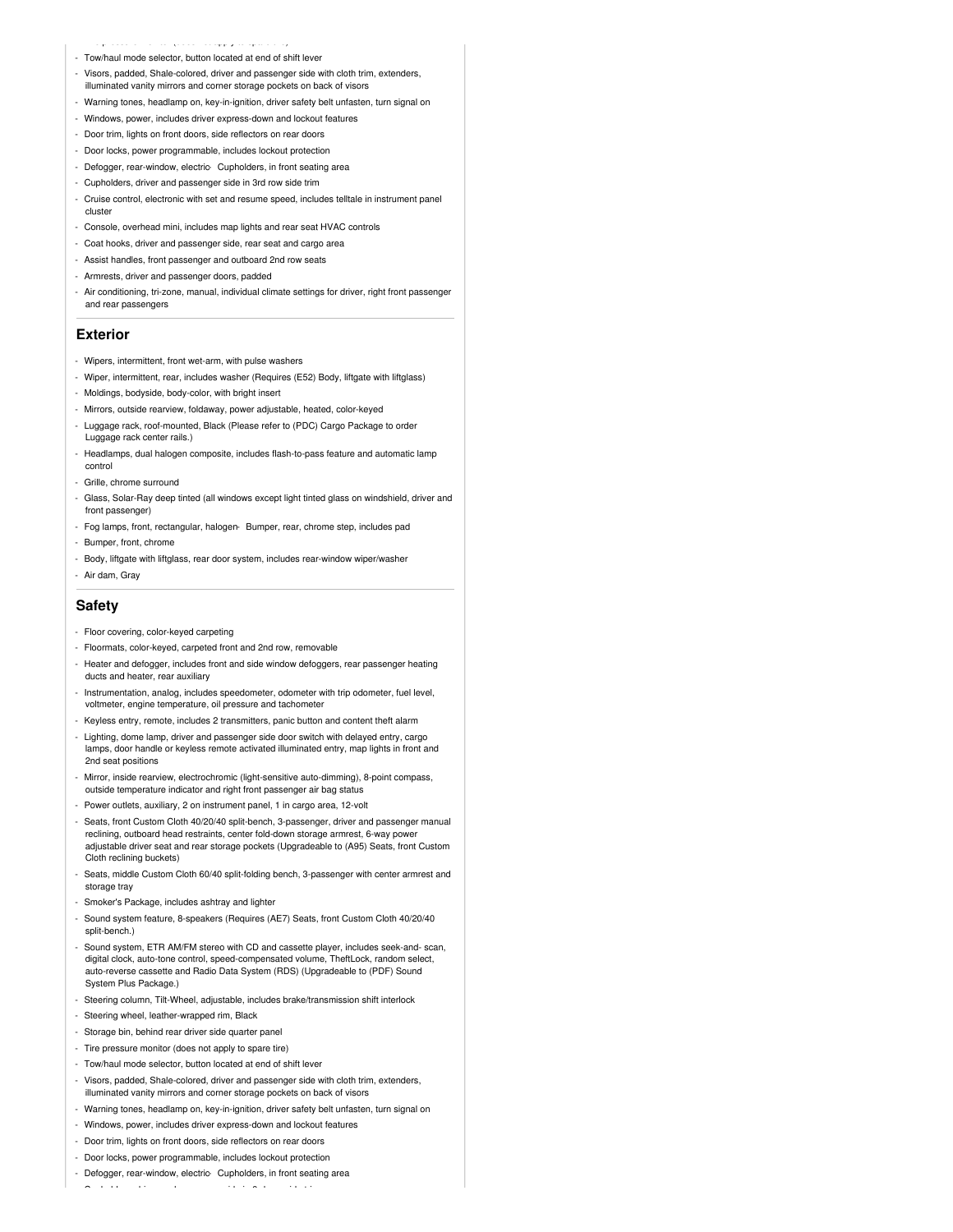- Tow/haul mode selector, button located at end of shift lever
- Visors, padded, Shale-colored, driver and passenger side with cloth trim, extenders, illuminated vanity mirrors and corner storage pockets on back of visors
- Warning tones, headlamp on, key-in-ignition, driver safety belt unfasten, turn signal on
- Windows, power, includes driver express-down and lockout features
- Door trim, lights on front doors, side reflectors on rear doors
- Door locks, power programmable, includes lockout protection
- Defogger, rear-window, electric· Cupholders, in front seating area
- Cupholders, driver and passenger side in 3rd row side trim
- Cruise control, electronic with set and resume speed, includes telltale in instrument panel cluster
- Console, overhead mini, includes map lights and rear seat HVAC controls
- Coat hooks, driver and passenger side, rear seat and cargo area
- Assist handles, front passenger and outboard 2nd row seats
- Armrests, driver and passenger doors, padded
- Air conditioning, tri-zone, manual, individual climate settings for driver, right front passenger and rear passengers

## Exterior

- Wipers, intermittent, front wet-arm, with pulse washers
- Wiper, intermittent, rear, includes washer (Requires (E52) Body, liftgate with liftglass)
- Moldings, bodyside, body-color, with bright insert
- Mirrors, outside rearview, foldaway, power adjustable, heated, color-keyed
- Luggage rack, roof-mounted, Black (Please refer to (PDC) Cargo Package to order Luggage rack center rails.)
- Headlamps, dual halogen composite, includes flash-to-pass feature and automatic lamp control
- Grille, chrome surround
- Glass, Solar-Ray deep tinted (all windows except light tinted glass on windshield, driver and front passenger)
- Fog lamps, front, rectangular, halogen· Bumper, rear, chrome step, includes pad
- Bumper, front, chrome
- Body, liftgate with liftglass, rear door system, includes rear-window wiper/washer
- Air dam, Gray

## Safety

- Floor covering, color-keyed carpeting
- Floormats, color-keyed, carpeted front and 2nd row, removable
- Heater and defogger, includes front and side window defoggers, rear passenger heating ducts and heater, rear auxiliary
- Instrumentation, analog, includes speedometer, odometer with trip odometer, fuel level, voltmeter, engine temperature, oil pressure and tachometer
- Keyless entry, remote, includes 2 transmitters, panic button and content theft alarm
- Lighting, dome lamp, driver and passenger side door switch with delayed entry, cargo lamps, door handle or keyless remote activated illuminated entry, map lights in front and 2nd seat positions
- Mirror, inside rearview, electrochromic (light-sensitive auto-dimming), 8-point compass, outside temperature indicator and right front passenger air bag status
- Power outlets, auxiliary, 2 on instrument panel, 1 in cargo area, 12-volt
- Seats, front Custom Cloth 40/20/40 split-bench, 3-passenger, driver and passenger manual reclining, outboard head restraints, center fold-down storage armrest, 6-way power adjustable driver seat and rear storage pockets (Upgradeable to (A95) Seats, front Custom Cloth reclining buckets)
- Seats, middle Custom Cloth 60/40 split-folding bench, 3-passenger with center armrest and storage tray
- Smoker's Package, includes ashtray and lighter
- Sound system feature, 8-speakers (Requires (AE7) Seats, front Custom Cloth 40/20/40 split-bench.)
- Sound system, ETR AM/FM stereo with CD and cassette player, includes seek-and- scan, digital clock, auto-tone control, speed-compensated volume, TheftLock, random select, auto-reverse cassette and Radio Data System (RDS) (Upgradeable to (PDF) Sound System Plus Package.)
- Steering column, Tilt-Wheel, adjustable, includes brake/transmission shift interlock
- Steering wheel, leather-wrapped rim, Black
- Storage bin, behind rear driver side quarter panel
- Tire pressure monitor (does not apply to spare tire)
- Tow/haul mode selector, button located at end of shift lever
- Visors, padded, Shale-colored, driver and passenger side with cloth trim, extenders, illuminated vanity mirrors and corner storage pockets on back of visors
- Warning tones, headlamp on, key-in-ignition, driver safety belt unfasten, turn signal on
- Windows, power, includes driver express-down and lockout features
- Door trim, lights on front doors, side reflectors on rear doors
- Door locks, power programmable, includes lockout protection
- Defogger, rear-window, electric· Cupholders, in front seating area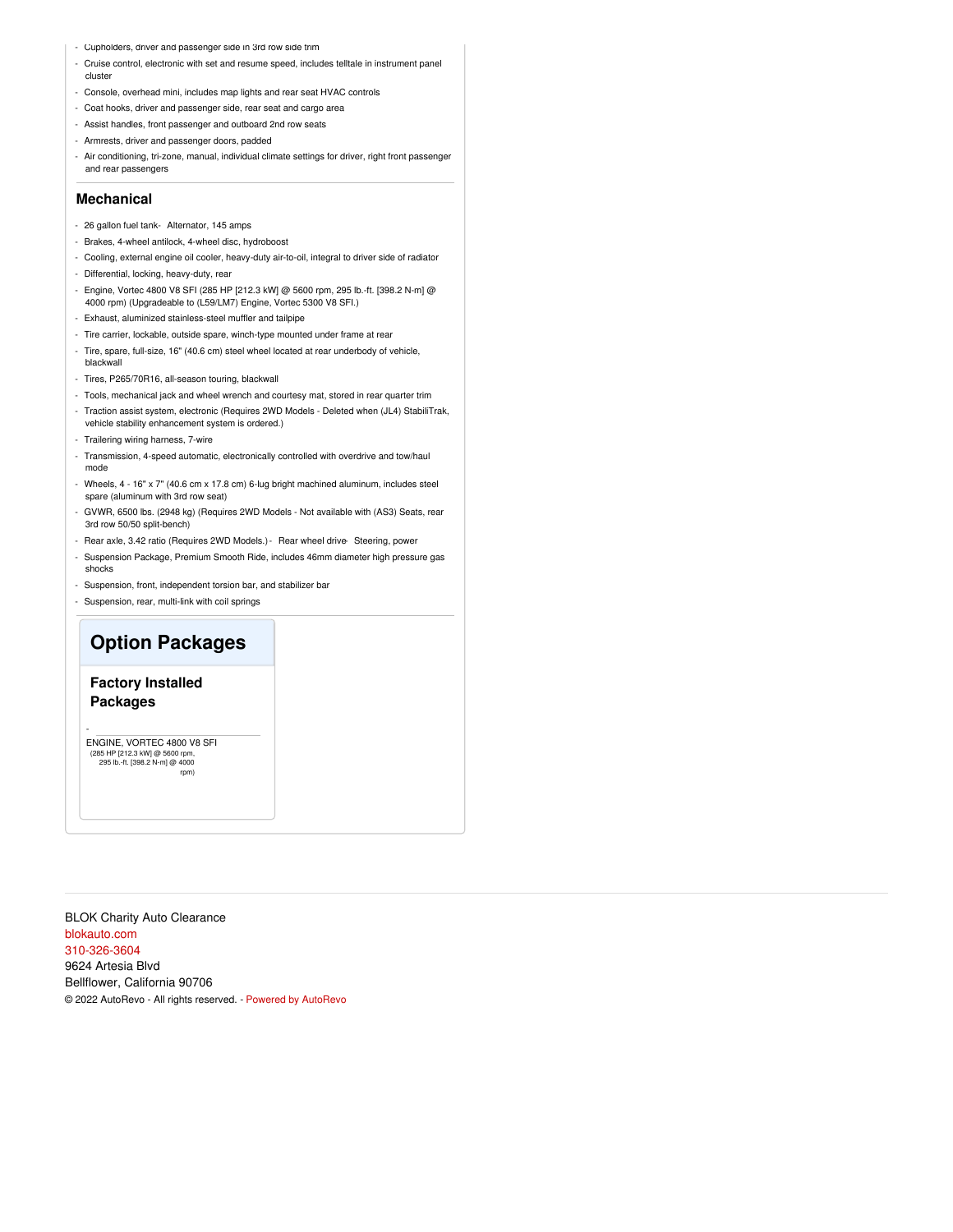- Cupholders, driver and passenger side in 3rd row side trim
- Cruise control, electronic with set and resume speed, includes telltale in instrument panel cluster
- Console, overhead mini, includes map lights and rear seat HVAC controls
- Coat hooks, driver and passenger side, rear seat and cargo area
- Assist handles, front passenger and outboard 2nd row seats
- Armrests, driver and passenger doors, padded
- Air conditioning, tri-zone, manual, individual climate settings for driver, right front passenger and rear passengers

## Mechanical

- 26 gallon fuel tank- Alternator, 145 amps
- Brakes, 4-wheel antilock, 4-wheel disc, hydroboost
- Cooling, external engine oil cooler, heavy-duty air-to-oil, integral to driver side of radiator
- Differential, locking, heavy-duty, rear
- Engine, Vortec 4800 V8 SFI (285 HP [212.3 kW] @ 5600 rpm, 295 lb.-ft. [398.2 N-m] @ 4000 rpm) (Upgradeable to (L59/LM7) Engine, Vortec 5300 V8 SFI.)
- Exhaust, aluminized stainless-steel muffler and tailpipe
- Tire carrier, lockable, outside spare, winch-type mounted under frame at rear
- Tire, spare, full-size, 16" (40.6 cm) steel wheel located at rear underbody of vehicle, blackwall
- Tires, P265/70R16, all-season touring, blackwall
- Tools, mechanical jack and wheel wrench and courtesy mat, stored in rear quarter trim
- Traction assist system, electronic (Requires 2WD Models - Deleted when (JL4) StabiliTrak, vehicle stability enhancement system is ordered.)
- Trailering wiring harness, 7-wire
- Transmission, 4-speed automatic, electronically controlled with overdrive and tow/haul mode
- Wheels, 4 - 16" x 7" (40.6 cm x 17.8 cm) 6-lug bright machined aluminum, includes steel spare (aluminum with 3rd row seat)
- GVWR, 6500 lbs. (2948 kg) (Requires 2WD Models - Not available with (AS3) Seats, rear 3rd row 50/50 split-bench)
- Rear axle, 3.42 ratio (Requires 2WD Models.)- Rear wheel drive- Steering, power
- Suspension Package, Premium Smooth Ride, includes 46mm diameter high pressure gas shocks
- Suspension, front, independent torsion bar, and stabilizer bar
- Suspension, rear, multi-link with coil springs

## Option Packages

### Factory Installed Packages

-

ENGINE, VORTEC 4800 V8 SFI
(285 HP [212.3 kW] @ 5600 rpm, 295 lb.-ft. [398.2 N-m] @ 4000 rpm)

BLOK Charity Auto Clearance
blokauto.com
310-326-3604
9624 Artesia Blvd
Bellflower, California 90706
© 2022 AutoRevo - All rights reserved. - Powered by AutoRevo